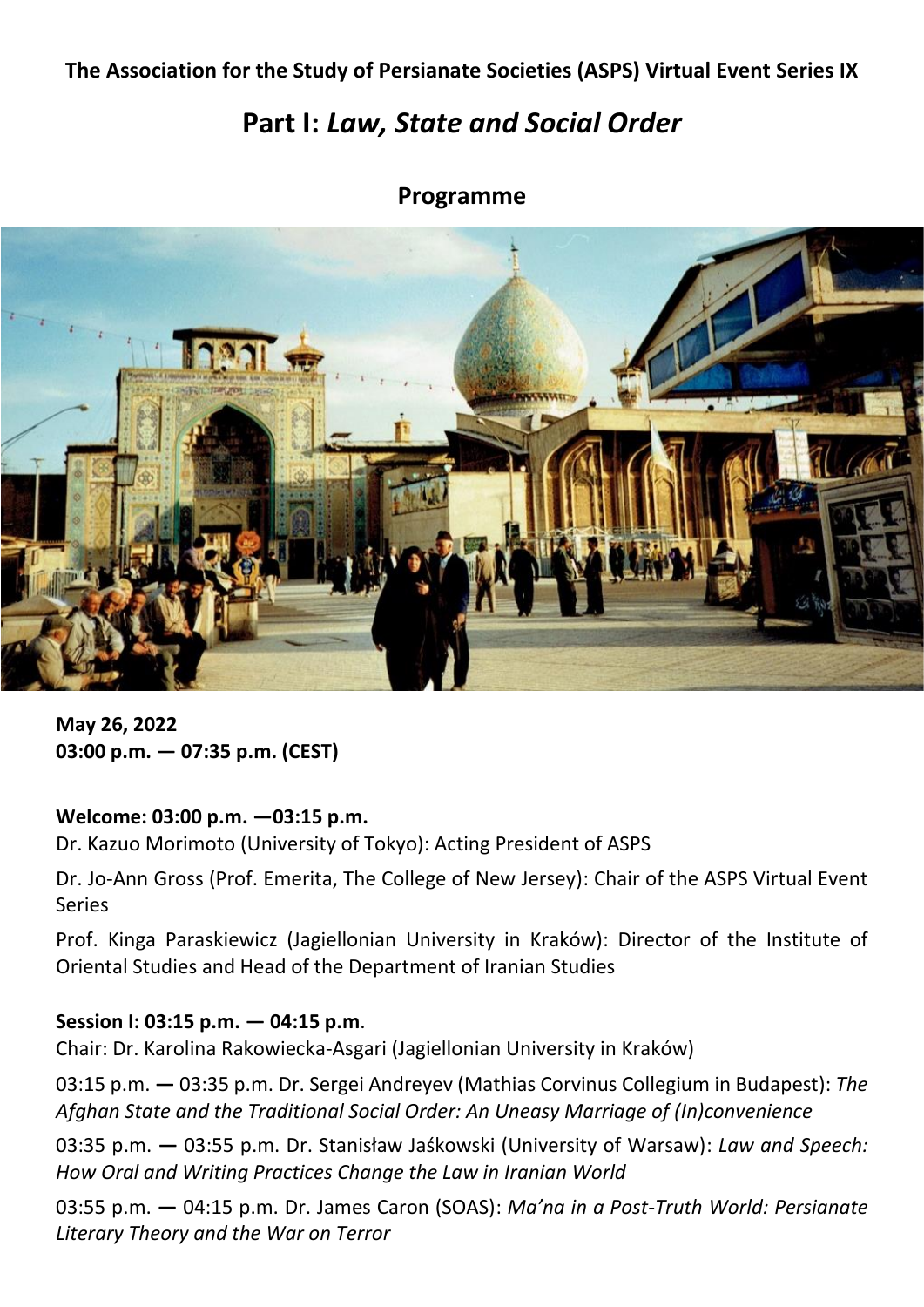**The Association for the Study of Persianate Societies (ASPS) Virtual Event Series IX**

# Part I: *Law, State and Social Order*

## Programme

**May 26, 2022**
**03:00 p.m. — 07:35 p.m. (CEST)**

**Welcome: 03:00 p.m. —03:15 p.m.**

Dr. Kazuo Morimoto (University of Tokyo): Acting President of ASPS

Dr. Jo-Ann Gross (Prof. Emerita, The College of New Jersey): Chair of the ASPS Virtual Event Series

Prof. Kinga Paraskiewicz (Jagiellonian University in Kraków): Director of the Institute of Oriental Studies and Head of the Department of Iranian Studies

**Session I: 03:15 p.m. — 04:15 p.m**.

Chair: Dr. Karolina Rakowiecka-Asgari (Jagiellonian University in Kraków)

03:15 p.m. — 03:35 p.m. Dr. Sergei Andreyev (Mathias Corvinus Collegium in Budapest): *The Afghan State and the Traditional Social Order: An Uneasy Marriage of (In)convenience*

03:35 p.m. — 03:55 p.m. Dr. Stanisław Jaśkowski (University of Warsaw): *Law and Speech: How Oral and Writing Practices Change the Law in Iranian World*

03:55 p.m. — 04:15 p.m. Dr. James Caron (SOAS): *Ma'na in a Post-Truth World: Persianate Literary Theory and the War on Terror*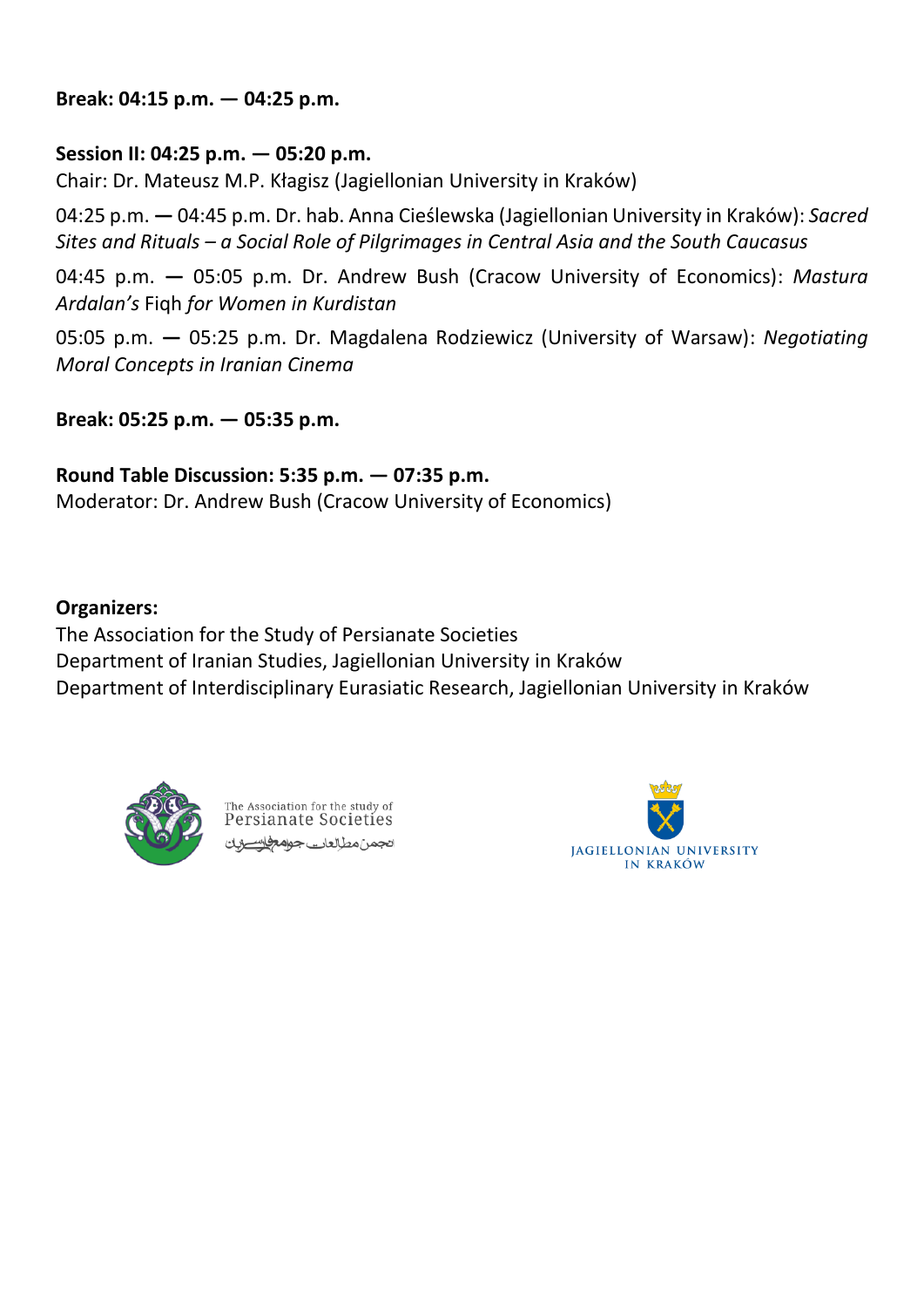**Break: 04:15 p.m. — 04:25 p.m.**

**Session II: 04:25 p.m. — 05:20 p.m.**
Chair: Dr. Mateusz M.P. Kłagisz (Jagiellonian University in Kraków)

04:25 p.m. — 04:45 p.m. Dr. hab. Anna Cieślewska (Jagiellonian University in Kraków): *Sacred Sites and Rituals – a Social Role of Pilgrimages in Central Asia and the South Caucasus*

04:45 p.m. — 05:05 p.m. Dr. Andrew Bush (Cracow University of Economics): *Mastura Ardalan's* Fiqh *for Women in Kurdistan*

05:05 p.m. — 05:25 p.m. Dr. Magdalena Rodziewicz (University of Warsaw): *Negotiating Moral Concepts in Iranian Cinema*

**Break: 05:25 p.m. — 05:35 p.m.**

**Round Table Discussion: 5:35 p.m. — 07:35 p.m.**
Moderator: Dr. Andrew Bush (Cracow University of Economics)

**Organizers:**
The Association for the Study of Persianate Societies
Department of Iranian Studies, Jagiellonian University in Kraków
Department of Interdisciplinary Eurasiatic Research, Jagiellonian University in Kraków

The Association for the study of Persianate Societies
انجمن مطالعات جوامع فارسی‌زبان

JAGIELLONIAN UNIVERSITY IN KRAKÓW